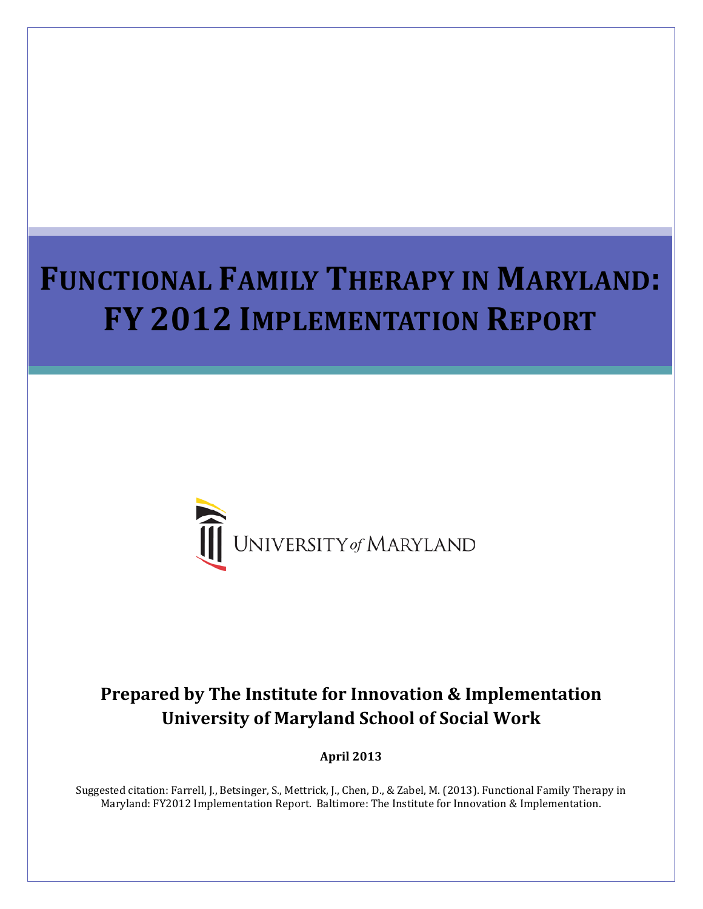# FUNCTIONAL FAMILY THERAPY IN MARYLAND: FY 2012 IMPLEMENTATION REPORT

UNIVERSITY *of* MARYLAND

**Prepared by The Institute for Innovation & Implementation**
**University of Maryland School of Social Work**

**April 2013**

Suggested citation: Farrell, J., Betsinger, S., Mettrick, J., Chen, D., & Zabel, M. (2013). Functional Family Therapy in Maryland: FY2012 Implementation Report. Baltimore: The Institute for Innovation & Implementation.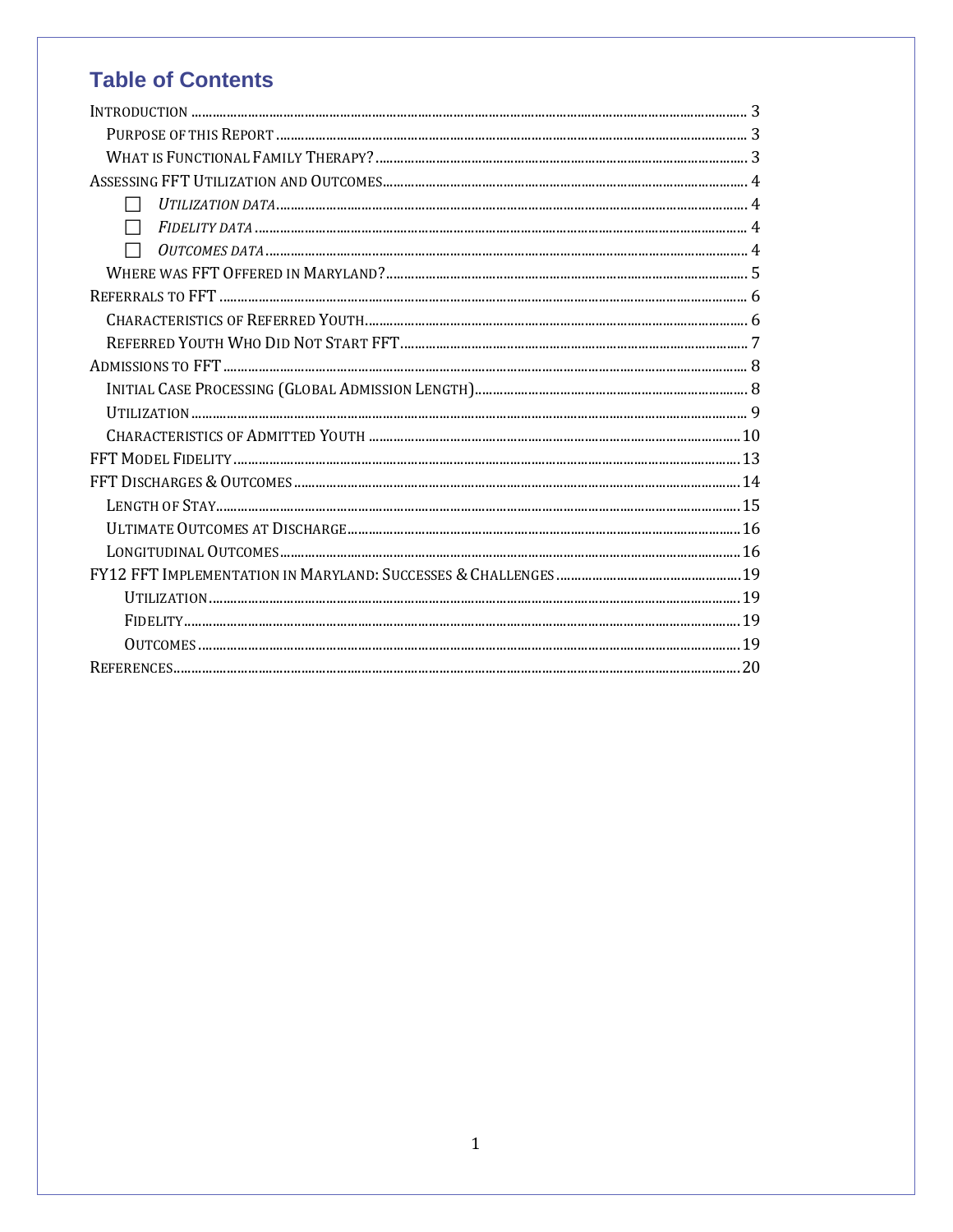# Table of Contents

- INTRODUCTION ..... 3
  - PURPOSE OF THIS REPORT ..... 3
  - WHAT IS FUNCTIONAL FAMILY THERAPY? ..... 3
- ASSESSING FFT UTILIZATION AND OUTCOMES ..... 4
  - ☐ *UTILIZATION DATA* ..... 4
  - ☐ *FIDELITY DATA* ..... 4
  - ☐ *OUTCOMES DATA* ..... 4
  - WHERE WAS FFT OFFERED IN MARYLAND? ..... 5
- REFERRALS TO FFT ..... 6
  - CHARACTERISTICS OF REFERRED YOUTH ..... 6
  - REFERRED YOUTH WHO DID NOT START FFT ..... 7
- ADMISSIONS TO FFT ..... 8
  - INITIAL CASE PROCESSING (GLOBAL ADMISSION LENGTH) ..... 8
  - UTILIZATION ..... 9
  - CHARACTERISTICS OF ADMITTED YOUTH ..... 10
- FFT MODEL FIDELITY ..... 13
- FFT DISCHARGES & OUTCOMES ..... 14
  - LENGTH OF STAY ..... 15
  - ULTIMATE OUTCOMES AT DISCHARGE ..... 16
  - LONGITUDINAL OUTCOMES ..... 16
- FY12 FFT IMPLEMENTATION IN MARYLAND: SUCCESSES & CHALLENGES ..... 19
  - UTILIZATION ..... 19
  - FIDELITY ..... 19
  - OUTCOMES ..... 19
- REFERENCES ..... 20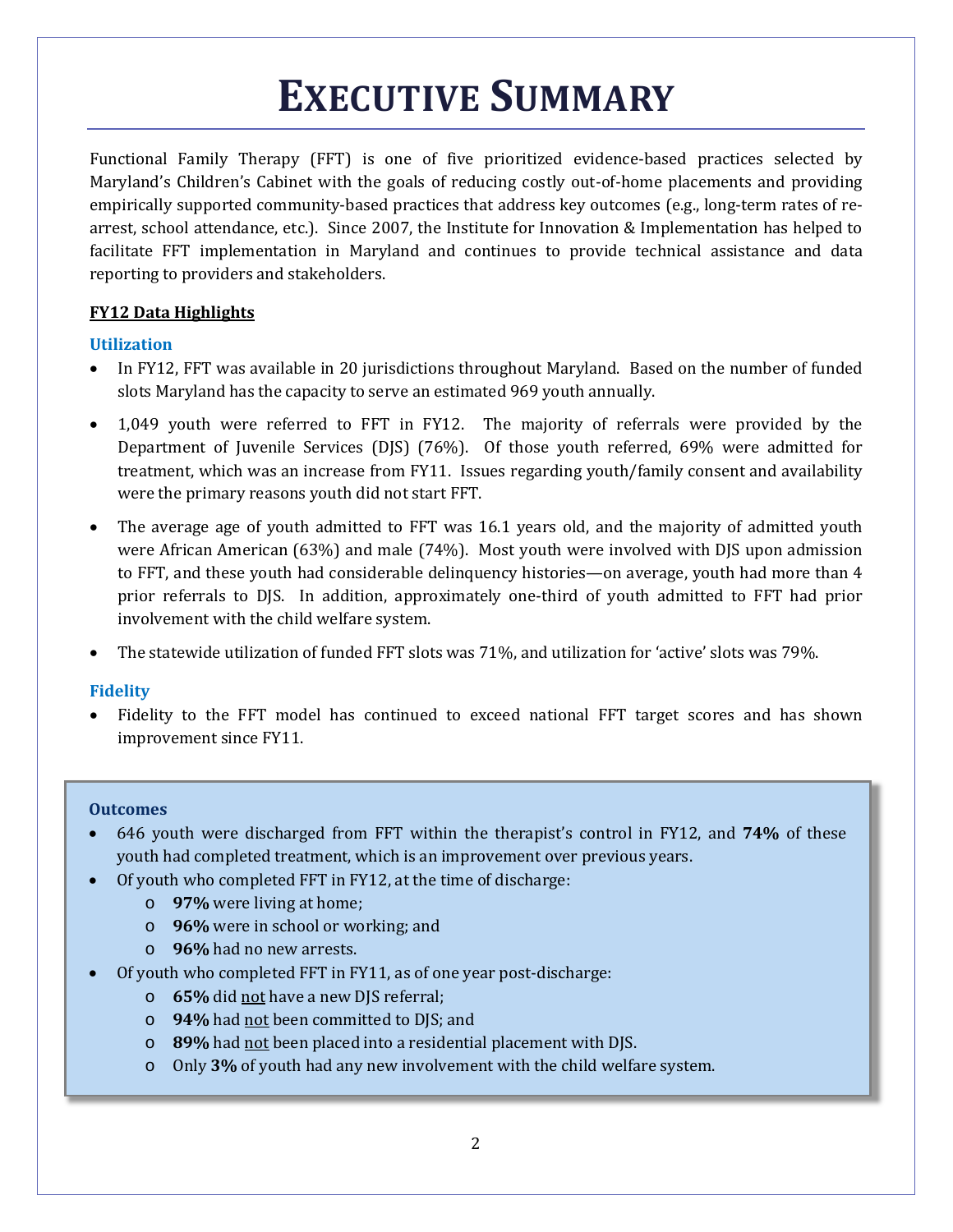# EXECUTIVE SUMMARY

Functional Family Therapy (FFT) is one of five prioritized evidence-based practices selected by Maryland's Children's Cabinet with the goals of reducing costly out-of-home placements and providing empirically supported community-based practices that address key outcomes (e.g., long-term rates of re-arrest, school attendance, etc.). Since 2007, the Institute for Innovation & Implementation has helped to facilitate FFT implementation in Maryland and continues to provide technical assistance and data reporting to providers and stakeholders.

**<u>FY12 Data Highlights</u>**

### Utilization

- In FY12, FFT was available in 20 jurisdictions throughout Maryland. Based on the number of funded slots Maryland has the capacity to serve an estimated 969 youth annually.
- 1,049 youth were referred to FFT in FY12. The majority of referrals were provided by the Department of Juvenile Services (DJS) (76%). Of those youth referred, 69% were admitted for treatment, which was an increase from FY11. Issues regarding youth/family consent and availability were the primary reasons youth did not start FFT.
- The average age of youth admitted to FFT was 16.1 years old, and the majority of admitted youth were African American (63%) and male (74%). Most youth were involved with DJS upon admission to FFT, and these youth had considerable delinquency histories—on average, youth had more than 4 prior referrals to DJS. In addition, approximately one-third of youth admitted to FFT had prior involvement with the child welfare system.
- The statewide utilization of funded FFT slots was 71%, and utilization for 'active' slots was 79%.

### Fidelity

- Fidelity to the FFT model has continued to exceed national FFT target scores and has shown improvement since FY11.

### Outcomes

- 646 youth were discharged from FFT within the therapist's control in FY12, and **74%** of these youth had completed treatment, which is an improvement over previous years.
- Of youth who completed FFT in FY12, at the time of discharge:
  - **97%** were living at home;
  - **96%** were in school or working; and
  - **96%** had no new arrests.
- Of youth who completed FFT in FY11, as of one year post-discharge:
  - **65%** did <u>not</u> have a new DJS referral;
  - **94%** had <u>not</u> been committed to DJS; and
  - **89%** had <u>not</u> been placed into a residential placement with DJS.
  - Only **3%** of youth had any new involvement with the child welfare system.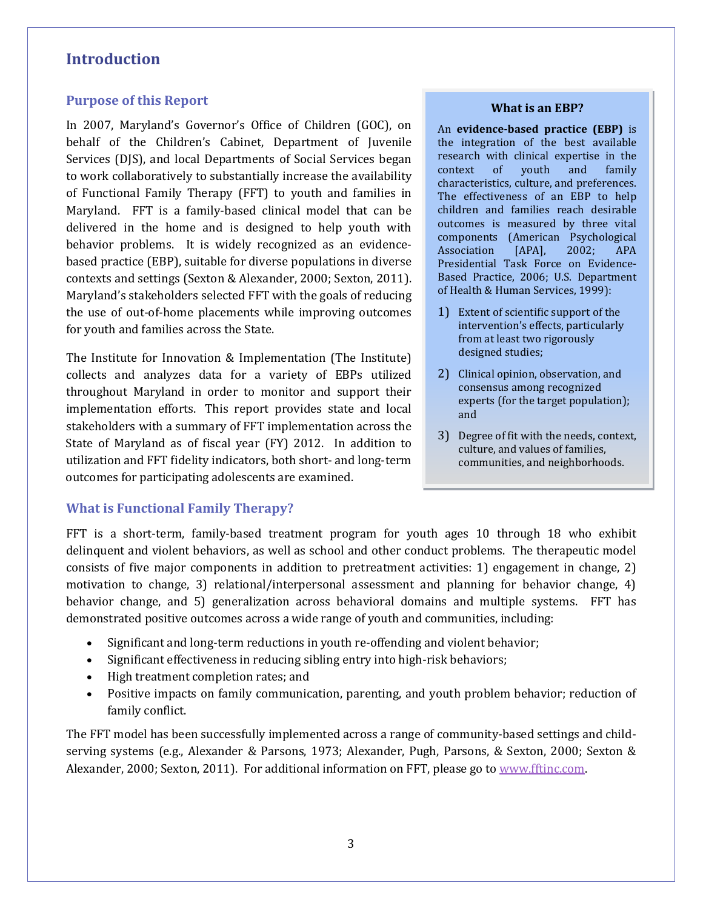# Introduction

## Purpose of this Report

In 2007, Maryland's Governor's Office of Children (GOC), on behalf of the Children's Cabinet, Department of Juvenile Services (DJS), and local Departments of Social Services began to work collaboratively to substantially increase the availability of Functional Family Therapy (FFT) to youth and families in Maryland. FFT is a family-based clinical model that can be delivered in the home and is designed to help youth with behavior problems. It is widely recognized as an evidence-based practice (EBP), suitable for diverse populations in diverse contexts and settings (Sexton & Alexander, 2000; Sexton, 2011). Maryland's stakeholders selected FFT with the goals of reducing the use of out-of-home placements while improving outcomes for youth and families across the State.

The Institute for Innovation & Implementation (The Institute) collects and analyzes data for a variety of EBPs utilized throughout Maryland in order to monitor and support their implementation efforts. This report provides state and local stakeholders with a summary of FFT implementation across the State of Maryland as of fiscal year (FY) 2012. In addition to utilization and FFT fidelity indicators, both short- and long-term outcomes for participating adolescents are examined.

### What is an EBP?

An **evidence-based practice (EBP)** is the integration of the best available research with clinical expertise in the context of youth and family characteristics, culture, and preferences. The effectiveness of an EBP to help children and families reach desirable outcomes is measured by three vital components (American Psychological Association [APA], 2002; APA Presidential Task Force on Evidence-Based Practice, 2006; U.S. Department of Health & Human Services, 1999):

1) Extent of scientific support of the intervention's effects, particularly from at least two rigorously designed studies;
2) Clinical opinion, observation, and consensus among recognized experts (for the target population); and
3) Degree of fit with the needs, context, culture, and values of families, communities, and neighborhoods.

## What is Functional Family Therapy?

FFT is a short-term, family-based treatment program for youth ages 10 through 18 who exhibit delinquent and violent behaviors, as well as school and other conduct problems. The therapeutic model consists of five major components in addition to pretreatment activities: 1) engagement in change, 2) motivation to change, 3) relational/interpersonal assessment and planning for behavior change, 4) behavior change, and 5) generalization across behavioral domains and multiple systems. FFT has demonstrated positive outcomes across a wide range of youth and communities, including:

- Significant and long-term reductions in youth re-offending and violent behavior;
- Significant effectiveness in reducing sibling entry into high-risk behaviors;
- High treatment completion rates; and
- Positive impacts on family communication, parenting, and youth problem behavior; reduction of family conflict.

The FFT model has been successfully implemented across a range of community-based settings and child-serving systems (e.g., Alexander & Parsons, 1973; Alexander, Pugh, Parsons, & Sexton, 2000; Sexton & Alexander, 2000; Sexton, 2011). For additional information on FFT, please go to www.fftinc.com.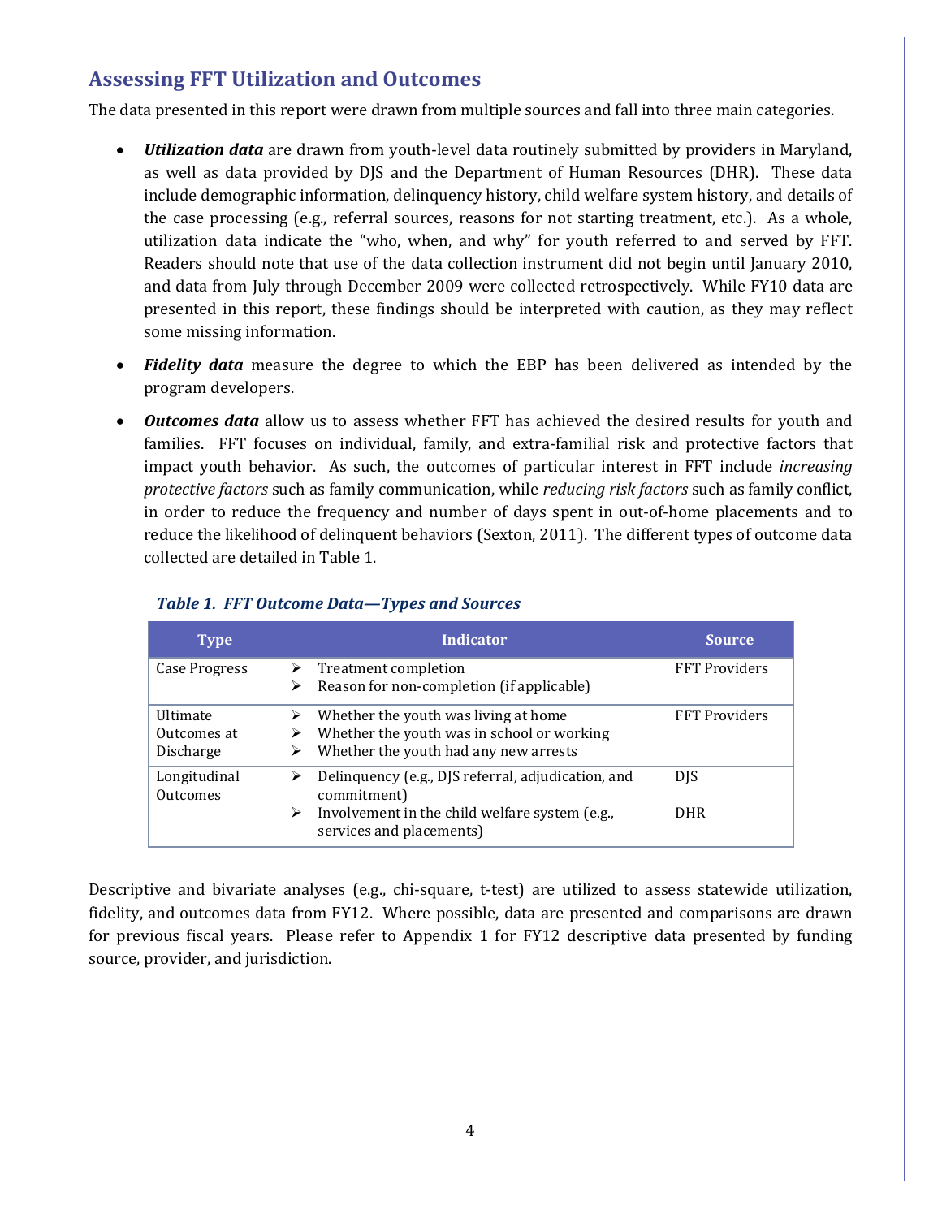## Assessing FFT Utilization and Outcomes

The data presented in this report were drawn from multiple sources and fall into three main categories.

- ***Utilization data*** are drawn from youth-level data routinely submitted by providers in Maryland, as well as data provided by DJS and the Department of Human Resources (DHR). These data include demographic information, delinquency history, child welfare system history, and details of the case processing (e.g., referral sources, reasons for not starting treatment, etc.). As a whole, utilization data indicate the "who, when, and why" for youth referred to and served by FFT. Readers should note that use of the data collection instrument did not begin until January 2010, and data from July through December 2009 were collected retrospectively. While FY10 data are presented in this report, these findings should be interpreted with caution, as they may reflect some missing information.
- ***Fidelity data*** measure the degree to which the EBP has been delivered as intended by the program developers.
- ***Outcomes data*** allow us to assess whether FFT has achieved the desired results for youth and families. FFT focuses on individual, family, and extra-familial risk and protective factors that impact youth behavior. As such, the outcomes of particular interest in FFT include *increasing protective factors* such as family communication, while *reducing risk factors* such as family conflict, in order to reduce the frequency and number of days spent in out-of-home placements and to reduce the likelihood of delinquent behaviors (Sexton, 2011). The different types of outcome data collected are detailed in Table 1.

***Table 1. FFT Outcome Data—Types and Sources***

| Type | Indicator | Source |
|---|---|---|
| Case Progress | ➢ Treatment completion<br>➢ Reason for non-completion (if applicable) | FFT Providers |
| Ultimate Outcomes at Discharge | ➢ Whether the youth was living at home<br>➢ Whether the youth was in school or working<br>➢ Whether the youth had any new arrests | FFT Providers |
| Longitudinal Outcomes | ➢ Delinquency (e.g., DJS referral, adjudication, and commitment) | DJS |
| | ➢ Involvement in the child welfare system (e.g., services and placements) | DHR |

Descriptive and bivariate analyses (e.g., chi-square, t-test) are utilized to assess statewide utilization, fidelity, and outcomes data from FY12. Where possible, data are presented and comparisons are drawn for previous fiscal years. Please refer to Appendix 1 for FY12 descriptive data presented by funding source, provider, and jurisdiction.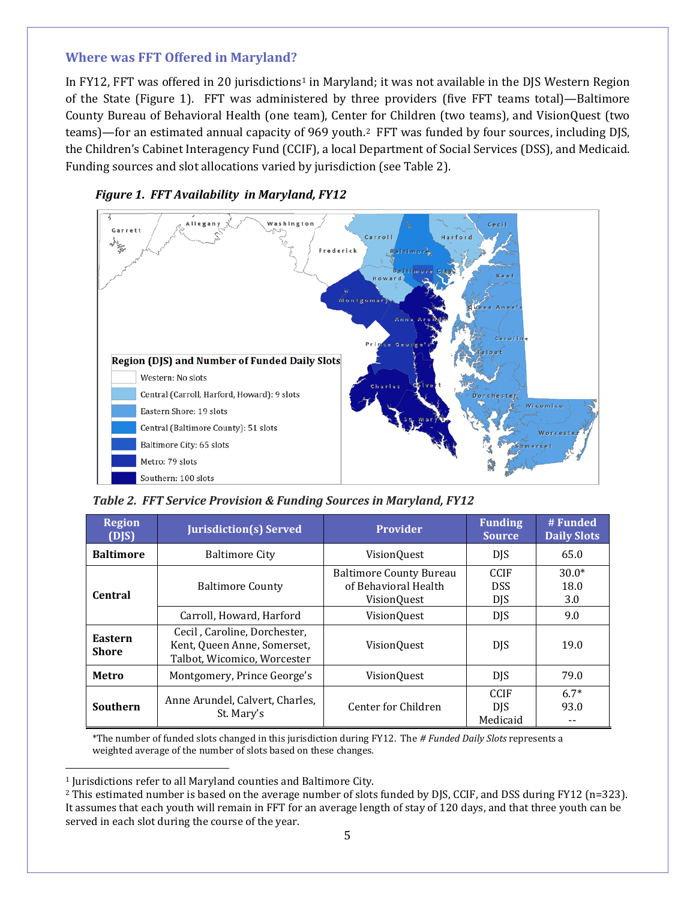## Where was FFT Offered in Maryland?

In FY12, FFT was offered in 20 jurisdictions[1] in Maryland; it was not available in the DJS Western Region of the State (Figure 1). FFT was administered by three providers (five FFT teams total)—Baltimore County Bureau of Behavioral Health (one team), Center for Children (two teams), and VisionQuest (two teams)—for an estimated annual capacity of 969 youth.[2] FFT was funded by four sources, including DJS, the Children's Cabinet Interagency Fund (CCIF), a local Department of Social Services (DSS), and Medicaid. Funding sources and slot allocations varied by jurisdiction (see Table 2).

*Figure 1. FFT Availability in Maryland, FY12*

**Region (DJS) and Number of Funded Daily Slots**

- Western: No slots
- Central (Carroll, Harford, Howard): 9 slots
- Eastern Shore: 19 slots
- Central (Baltimore County): 51 slots
- Baltimore City: 65 slots
- Metro: 79 slots
- Southern: 100 slots

*Table 2. FFT Service Provision & Funding Sources in Maryland, FY12*

| Region (DJS) | Jurisdiction(s) Served | Provider | Funding Source | # Funded Daily Slots |
|---|---|---|---|---|
| **Baltimore** | Baltimore City | VisionQuest | DJS | 65.0 |
| **Central** | Baltimore County | Baltimore County Bureau of Behavioral Health<br>VisionQuest | CCIF<br>DSS<br>DJS | 30.0*<br>18.0<br>3.0 |
| | Carroll, Howard, Harford | VisionQuest | DJS | 9.0 |
| **Eastern Shore** | Cecil , Caroline, Dorchester, Kent, Queen Anne, Somerset, Talbot, Wicomico, Worcester | VisionQuest | DJS | 19.0 |
| **Metro** | Montgomery, Prince George's | VisionQuest | DJS | 79.0 |
| **Southern** | Anne Arundel, Calvert, Charles, St. Mary's | Center for Children | CCIF<br>DJS<br>Medicaid | 6.7*<br>93.0<br>-- |

*The number of funded slots changed in this jurisdiction during FY12. The *# Funded Daily Slots* represents a weighted average of the number of slots based on these changes.

---

[1] Jurisdictions refer to all Maryland counties and Baltimore City.

[2] This estimated number is based on the average number of slots funded by DJS, CCIF, and DSS during FY12 (n=323). It assumes that each youth will remain in FFT for an average length of stay of 120 days, and that three youth can be served in each slot during the course of the year.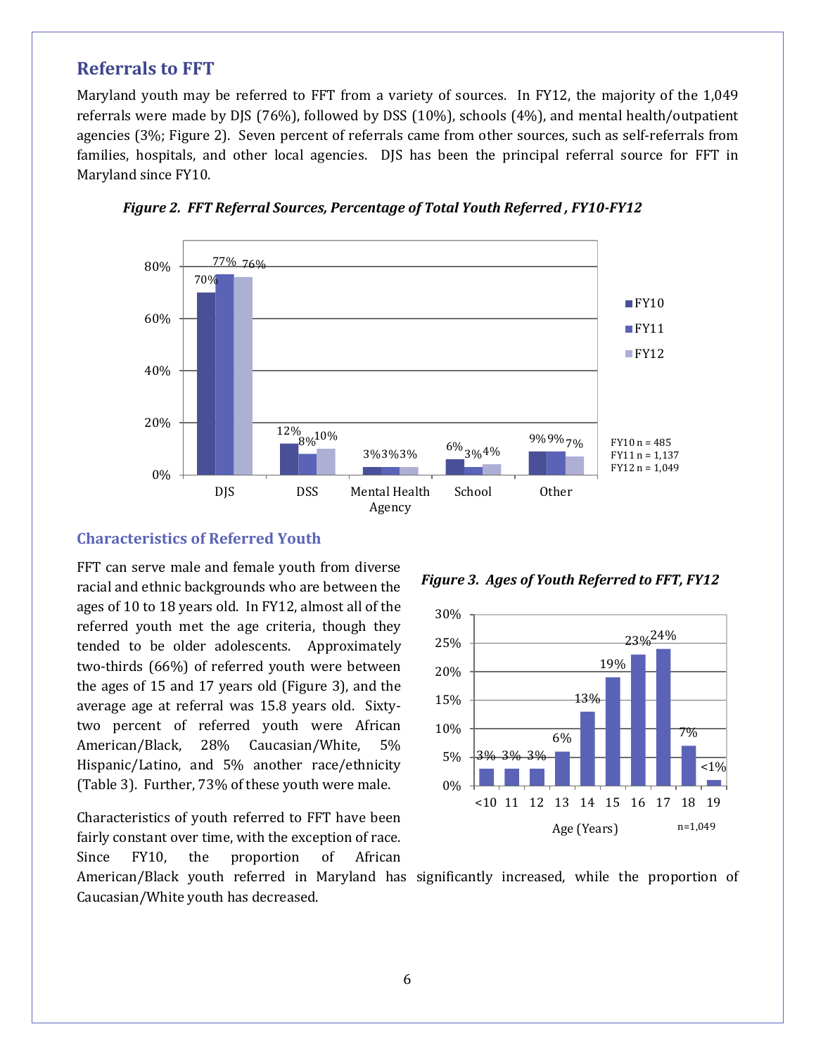## Referrals to FFT

Maryland youth may be referred to FFT from a variety of sources. In FY12, the majority of the 1,049 referrals were made by DJS (76%), followed by DSS (10%), schools (4%), and mental health/outpatient agencies (3%; Figure 2). Seven percent of referrals came from other sources, such as self-referrals from families, hospitals, and other local agencies. DJS has been the principal referral source for FFT in Maryland since FY10.

***Figure 2. FFT Referral Sources, Percentage of Total Youth Referred, FY10-FY12***

| | DJS | DSS | Mental Health Agency | School | Other |
|---|---|---|---|---|---|
| FY10 | 70% | 12% | 3% | 6% | 9% |
| FY11 | 77% | 8% | 3% | 3% | 9% |
| FY12 | 76% | 10% | 3% | 4% | 7% |

FY10 n = 485
FY11 n = 1,137
FY12 n = 1,049

### Characteristics of Referred Youth

FFT can serve male and female youth from diverse racial and ethnic backgrounds who are between the ages of 10 to 18 years old. In FY12, almost all of the referred youth met the age criteria, though they tended to be older adolescents. Approximately two-thirds (66%) of referred youth were between the ages of 15 and 17 years old (Figure 3), and the average age at referral was 15.8 years old. Sixty-two percent of referred youth were African American/Black, 28% Caucasian/White, 5% Hispanic/Latino, and 5% another race/ethnicity (Table 3). Further, 73% of these youth were male.

***Figure 3. Ages of Youth Referred to FFT, FY12***

| Age (Years) | <10 | 11 | 12 | 13 | 14 | 15 | 16 | 17 | 18 | 19 |
|---|---|---|---|---|---|---|---|---|---|---|
| Percent | 3% | 3% | 3% | 6% | 13% | 19% | 23% | 24% | 7% | <1% |

n=1,049

Characteristics of youth referred to FFT have been fairly constant over time, with the exception of race. Since FY10, the proportion of African American/Black youth referred in Maryland has significantly increased, while the proportion of Caucasian/White youth has decreased.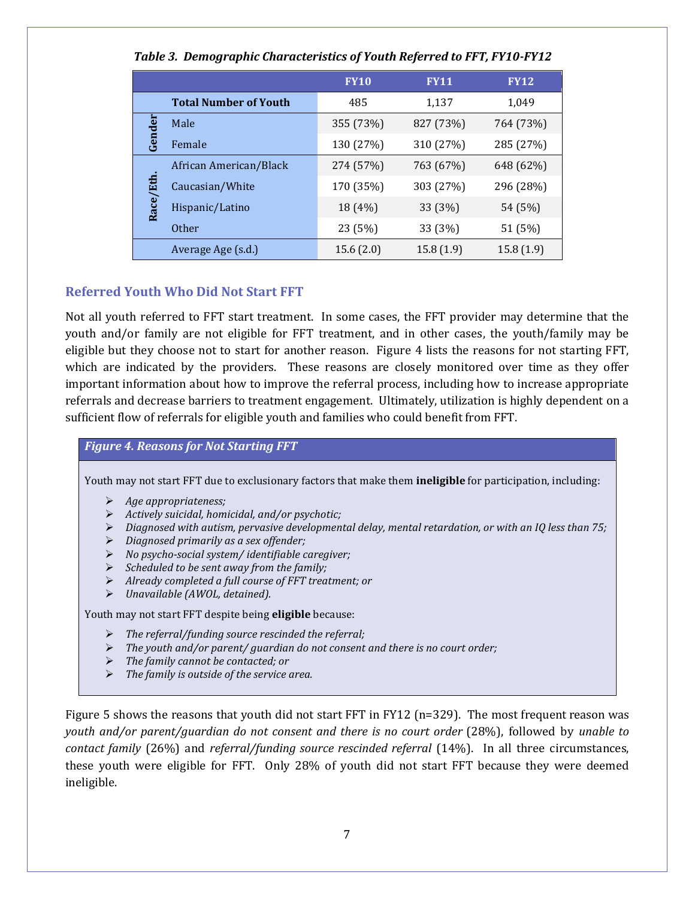*Table 3. Demographic Characteristics of Youth Referred to FFT, FY10-FY12*

| | | FY10 | FY11 | FY12 |
|---|---|---|---|---|
| | **Total Number of Youth** | 485 | 1,137 | 1,049 |
| **Gender** | Male | 355 (73%) | 827 (73%) | 764 (73%) |
| | Female | 130 (27%) | 310 (27%) | 285 (27%) |
| **Race/Eth.** | African American/Black | 274 (57%) | 763 (67%) | 648 (62%) |
| | Caucasian/White | 170 (35%) | 303 (27%) | 296 (28%) |
| | Hispanic/Latino | 18 (4%) | 33 (3%) | 54 (5%) |
| | Other | 23 (5%) | 33 (3%) | 51 (5%) |
| | Average Age (s.d.) | 15.6 (2.0) | 15.8 (1.9) | 15.8 (1.9) |

## Referred Youth Who Did Not Start FFT

Not all youth referred to FFT start treatment. In some cases, the FFT provider may determine that the youth and/or family are not eligible for FFT treatment, and in other cases, the youth/family may be eligible but they choose not to start for another reason. Figure 4 lists the reasons for not starting FFT, which are indicated by the providers. These reasons are closely monitored over time as they offer important information about how to improve the referral process, including how to increase appropriate referrals and decrease barriers to treatment engagement. Ultimately, utilization is highly dependent on a sufficient flow of referrals for eligible youth and families who could benefit from FFT.

### *Figure 4. Reasons for Not Starting FFT*

Youth may not start FFT due to exclusionary factors that make them **ineligible** for participation, including:

- *Age appropriateness;*
- *Actively suicidal, homicidal, and/or psychotic;*
- *Diagnosed with autism, pervasive developmental delay, mental retardation, or with an IQ less than 75;*
- *Diagnosed primarily as a sex offender;*
- *No psycho-social system/ identifiable caregiver;*
- *Scheduled to be sent away from the family;*
- *Already completed a full course of FFT treatment; or*
- *Unavailable (AWOL, detained).*

Youth may not start FFT despite being **eligible** because:

- *The referral/funding source rescinded the referral;*
- *The youth and/or parent/ guardian do not consent and there is no court order;*
- *The family cannot be contacted; or*
- *The family is outside of the service area.*

Figure 5 shows the reasons that youth did not start FFT in FY12 (n=329). The most frequent reason was *youth and/or parent/guardian do not consent and there is no court order* (28%), followed by *unable to contact family* (26%) and *referral/funding source rescinded referral* (14%). In all three circumstances, these youth were eligible for FFT. Only 28% of youth did not start FFT because they were deemed ineligible.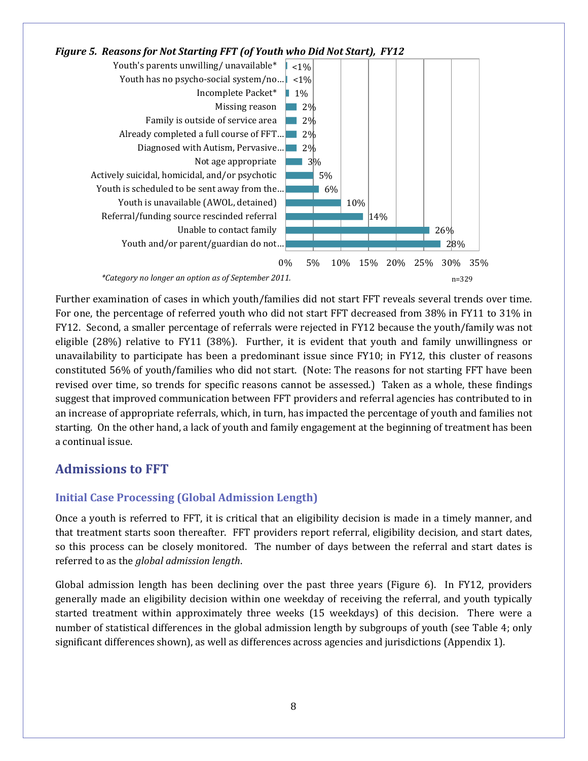*Figure 5. Reasons for Not Starting FFT (of Youth who Did Not Start), FY12*

| Reason | Percent |
|---|---|
| Youth's parents unwilling/ unavailable* | <1% |
| Youth has no psycho-social system/no… | <1% |
| Incomplete Packet* | 1% |
| Missing reason | 2% |
| Family is outside of service area | 2% |
| Already completed a full course of FFT… | 2% |
| Diagnosed with Autism, Pervasive… | 2% |
| Not age appropriate | 3% |
| Actively suicidal, homicidal, and/or psychotic | 5% |
| Youth is scheduled to be sent away from the… | 6% |
| Youth is unavailable (AWOL, detained) | 10% |
| Referral/funding source rescinded referral | 14% |
| Unable to contact family | 26% |
| Youth and/or parent/guardian do not… | 28% |

*Category no longer an option as of September 2011.

n=329

Further examination of cases in which youth/families did not start FFT reveals several trends over time. For one, the percentage of referred youth who did not start FFT decreased from 38% in FY11 to 31% in FY12. Second, a smaller percentage of referrals were rejected in FY12 because the youth/family was not eligible (28%) relative to FY11 (38%). Further, it is evident that youth and family unwillingness or unavailability to participate has been a predominant issue since FY10; in FY12, this cluster of reasons constituted 56% of youth/families who did not start. (Note: The reasons for not starting FFT have been revised over time, so trends for specific reasons cannot be assessed.) Taken as a whole, these findings suggest that improved communication between FFT providers and referral agencies has contributed to in an increase of appropriate referrals, which, in turn, has impacted the percentage of youth and families not starting. On the other hand, a lack of youth and family engagement at the beginning of treatment has been a continual issue.

## Admissions to FFT

### Initial Case Processing (Global Admission Length)

Once a youth is referred to FFT, it is critical that an eligibility decision is made in a timely manner, and that treatment starts soon thereafter. FFT providers report referral, eligibility decision, and start dates, so this process can be closely monitored. The number of days between the referral and start dates is referred to as the *global admission length*.

Global admission length has been declining over the past three years (Figure 6). In FY12, providers generally made an eligibility decision within one weekday of receiving the referral, and youth typically started treatment within approximately three weeks (15 weekdays) of this decision. There were a number of statistical differences in the global admission length by subgroups of youth (see Table 4; only significant differences shown), as well as differences across agencies and jurisdictions (Appendix 1).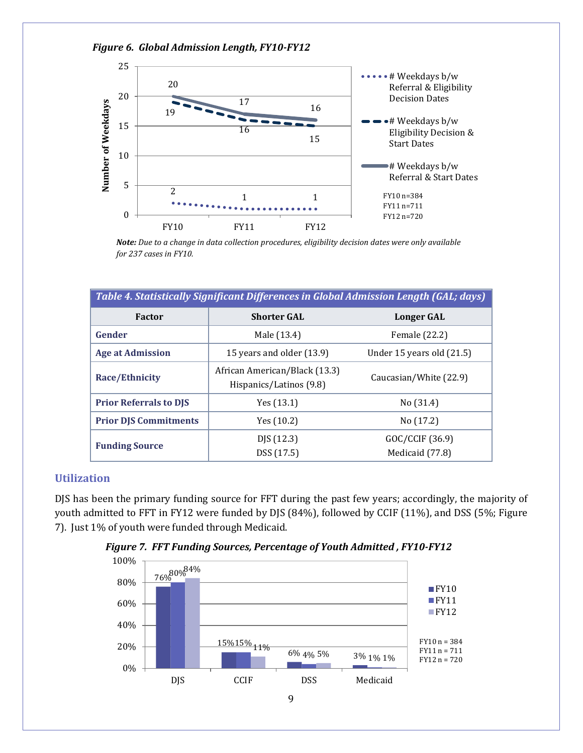*Figure 6. Global Admission Length, FY10-FY12*

***Note:*** *Due to a change in data collection procedures, eligibility decision dates were only available for 237 cases in FY10.*

| *Table 4. Statistically Significant Differences in Global Admission Length (GAL; days)* | | |
|---|---|---|
| **Factor** | **Shorter GAL** | **Longer GAL** |
| **Gender** | Male (13.4) | Female (22.2) |
| **Age at Admission** | 15 years and older (13.9) | Under 15 years old (21.5) |
| **Race/Ethnicity** | African American/Black (13.3) Hispanics/Latinos (9.8) | Caucasian/White (22.9) |
| **Prior Referrals to DJS** | Yes (13.1) | No (31.4) |
| **Prior DJS Commitments** | Yes (10.2) | No (17.2) |
| **Funding Source** | DJS (12.3) DSS (17.5) | GOC/CCIF (36.9) Medicaid (77.8) |

## Utilization

DJS has been the primary funding source for FFT during the past few years; accordingly, the majority of youth admitted to FFT in FY12 were funded by DJS (84%), followed by CCIF (11%), and DSS (5%; Figure 7). Just 1% of youth were funded through Medicaid.

*Figure 7. FFT Funding Sources, Percentage of Youth Admitted , FY10-FY12*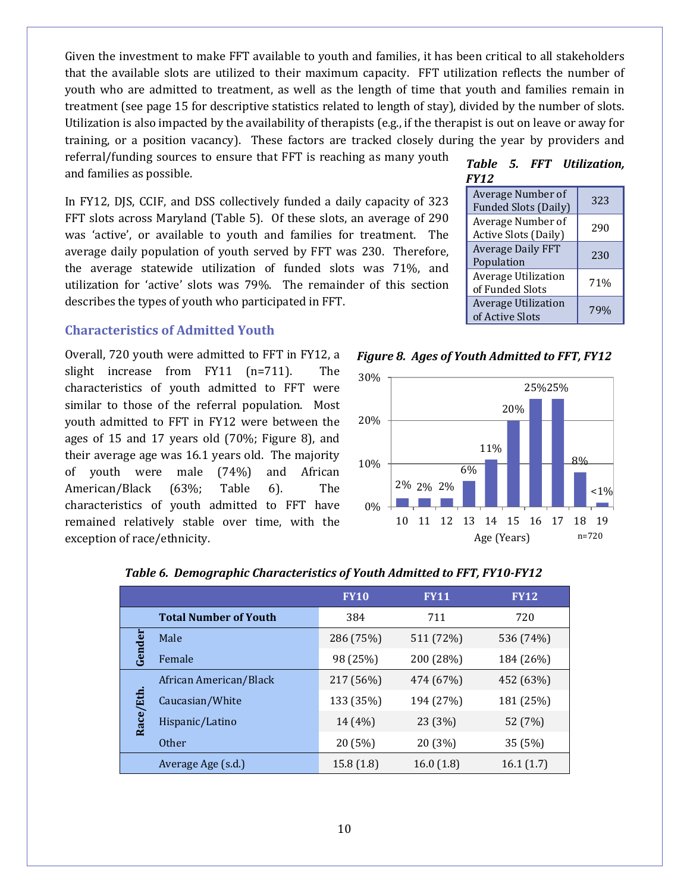Given the investment to make FFT available to youth and families, it has been critical to all stakeholders that the available slots are utilized to their maximum capacity. FFT utilization reflects the number of youth who are admitted to treatment, as well as the length of time that youth and families remain in treatment (see page 15 for descriptive statistics related to length of stay), divided by the number of slots. Utilization is also impacted by the availability of therapists (e.g., if the therapist is out on leave or away for training, or a position vacancy). These factors are tracked closely during the year by providers and referral/funding sources to ensure that FFT is reaching as many youth and families as possible.

In FY12, DJS, CCIF, and DSS collectively funded a daily capacity of 323 FFT slots across Maryland (Table 5). Of these slots, an average of 290 was 'active', or available to youth and families for treatment. The average daily population of youth served by FFT was 230. Therefore, the average statewide utilization of funded slots was 71%, and utilization for 'active' slots was 79%. The remainder of this section describes the types of youth who participated in FFT.

***Table 5. FFT Utilization, FY12***

| | |
|---|---|
| Average Number of Funded Slots (Daily) | 323 |
| Average Number of Active Slots (Daily) | 290 |
| Average Daily FFT Population | 230 |
| Average Utilization of Funded Slots | 71% |
| Average Utilization of Active Slots | 79% |

## Characteristics of Admitted Youth

Overall, 720 youth were admitted to FFT in FY12, a slight increase from FY11 (n=711). The characteristics of youth admitted to FFT were similar to those of the referral population. Most youth admitted to FFT in FY12 were between the ages of 15 and 17 years old (70%; Figure 8), and their average age was 16.1 years old. The majority of youth were male (74%) and African American/Black (63%; Table 6). The characteristics of youth admitted to FFT have remained relatively stable over time, with the exception of race/ethnicity.

***Figure 8. Ages of Youth Admitted to FFT, FY12***

| Age (Years) | 10 | 11 | 12 | 13 | 14 | 15 | 16 | 17 | 18 | 19 |
|---|---|---|---|---|---|---|---|---|---|---|
| Percent | 2% | 2% | 2% | 6% | 11% | 20% | 25% | 25% | 8% | <1% |

n=720

***Table 6. Demographic Characteristics of Youth Admitted to FFT, FY10-FY12***

| | | FY10 | FY11 | FY12 |
|---|---|---|---|---|
| | **Total Number of Youth** | 384 | 711 | 720 |
| **Gender** | Male | 286 (75%) | 511 (72%) | 536 (74%) |
| | Female | 98 (25%) | 200 (28%) | 184 (26%) |
| **Race/Eth.** | African American/Black | 217 (56%) | 474 (67%) | 452 (63%) |
| | Caucasian/White | 133 (35%) | 194 (27%) | 181 (25%) |
| | Hispanic/Latino | 14 (4%) | 23 (3%) | 52 (7%) |
| | Other | 20 (5%) | 20 (3%) | 35 (5%) |
| | Average Age (s.d.) | 15.8 (1.8) | 16.0 (1.8) | 16.1 (1.7) |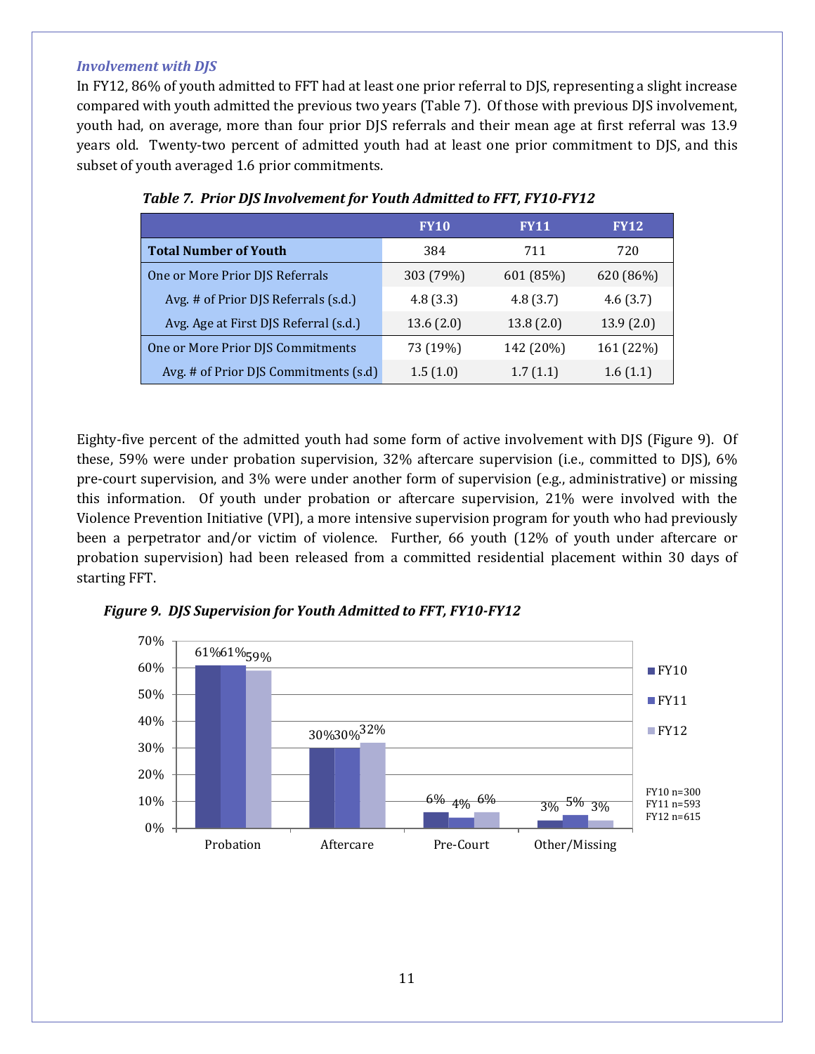### *Involvement with DJS*

In FY12, 86% of youth admitted to FFT had at least one prior referral to DJS, representing a slight increase compared with youth admitted the previous two years (Table 7). Of those with previous DJS involvement, youth had, on average, more than four prior DJS referrals and their mean age at first referral was 13.9 years old. Twenty-two percent of admitted youth had at least one prior commitment to DJS, and this subset of youth averaged 1.6 prior commitments.

***Table 7. Prior DJS Involvement for Youth Admitted to FFT, FY10-FY12***

| | FY10 | FY11 | FY12 |
|---|---|---|---|
| **Total Number of Youth** | 384 | 711 | 720 |
| One or More Prior DJS Referrals | 303 (79%) | 601 (85%) | 620 (86%) |
| Avg. # of Prior DJS Referrals (s.d.) | 4.8 (3.3) | 4.8 (3.7) | 4.6 (3.7) |
| Avg. Age at First DJS Referral (s.d.) | 13.6 (2.0) | 13.8 (2.0) | 13.9 (2.0) |
| One or More Prior DJS Commitments | 73 (19%) | 142 (20%) | 161 (22%) |
| Avg. # of Prior DJS Commitments (s.d) | 1.5 (1.0) | 1.7 (1.1) | 1.6 (1.1) |

Eighty-five percent of the admitted youth had some form of active involvement with DJS (Figure 9). Of these, 59% were under probation supervision, 32% aftercare supervision (i.e., committed to DJS), 6% pre-court supervision, and 3% were under another form of supervision (e.g., administrative) or missing this information. Of youth under probation or aftercare supervision, 21% were involved with the Violence Prevention Initiative (VPI), a more intensive supervision program for youth who had previously been a perpetrator and/or victim of violence. Further, 66 youth (12% of youth under aftercare or probation supervision) had been released from a committed residential placement within 30 days of starting FFT.

***Figure 9. DJS Supervision for Youth Admitted to FFT, FY10-FY12***

| | FY10 | FY11 | FY12 |
|---|---|---|---|
| Probation | 61% | 61% | 59% |
| Aftercare | 30% | 30% | 32% |
| Pre-Court | 6% | 4% | 6% |
| Other/Missing | 3% | 5% | 3% |

FY10 n=300
FY11 n=593
FY12 n=615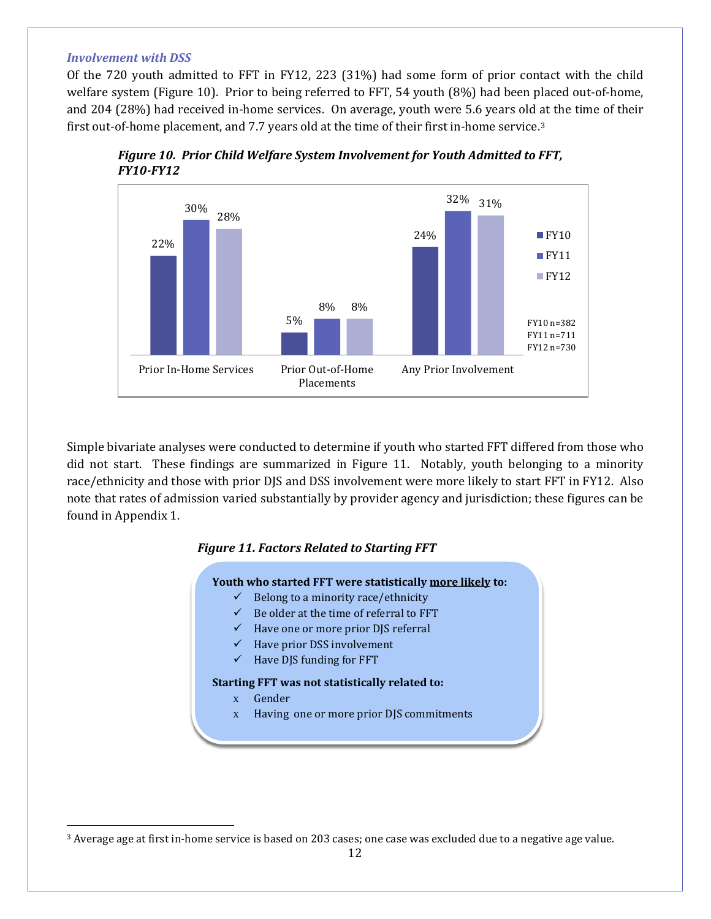### *Involvement with DSS*

Of the 720 youth admitted to FFT in FY12, 223 (31%) had some form of prior contact with the child welfare system (Figure 10). Prior to being referred to FFT, 54 youth (8%) had been placed out-of-home, and 204 (28%) had received in-home services. On average, youth were 5.6 years old at the time of their first out-of-home placement, and 7.7 years old at the time of their first in-home service.[3]

***Figure 10. Prior Child Welfare System Involvement for Youth Admitted to FFT, FY10-FY12***

| | FY10 | FY11 | FY12 |
|---|---|---|---|
| Prior In-Home Services | 22% | 30% | 28% |
| Prior Out-of-Home Placements | 5% | 8% | 8% |
| Any Prior Involvement | 24% | 32% | 31% |

FY10 n=382
FY11 n=711
FY12 n=730

Simple bivariate analyses were conducted to determine if youth who started FFT differed from those who did not start. These findings are summarized in Figure 11. Notably, youth belonging to a minority race/ethnicity and those with prior DJS and DSS involvement were more likely to start FFT in FY12. Also note that rates of admission varied substantially by provider agency and jurisdiction; these figures can be found in Appendix 1.

***Figure 11. Factors Related to Starting FFT***

**Youth who started FFT were statistically <u>more likely</u> to:**

- ✓ Belong to a minority race/ethnicity
- ✓ Be older at the time of referral to FFT
- ✓ Have one or more prior DJS referral
- ✓ Have prior DSS involvement
- ✓ Have DJS funding for FFT

**Starting FFT was not statistically related to:**

- x Gender
- x Having one or more prior DJS commitments

[3] Average age at first in-home service is based on 203 cases; one case was excluded due to a negative age value.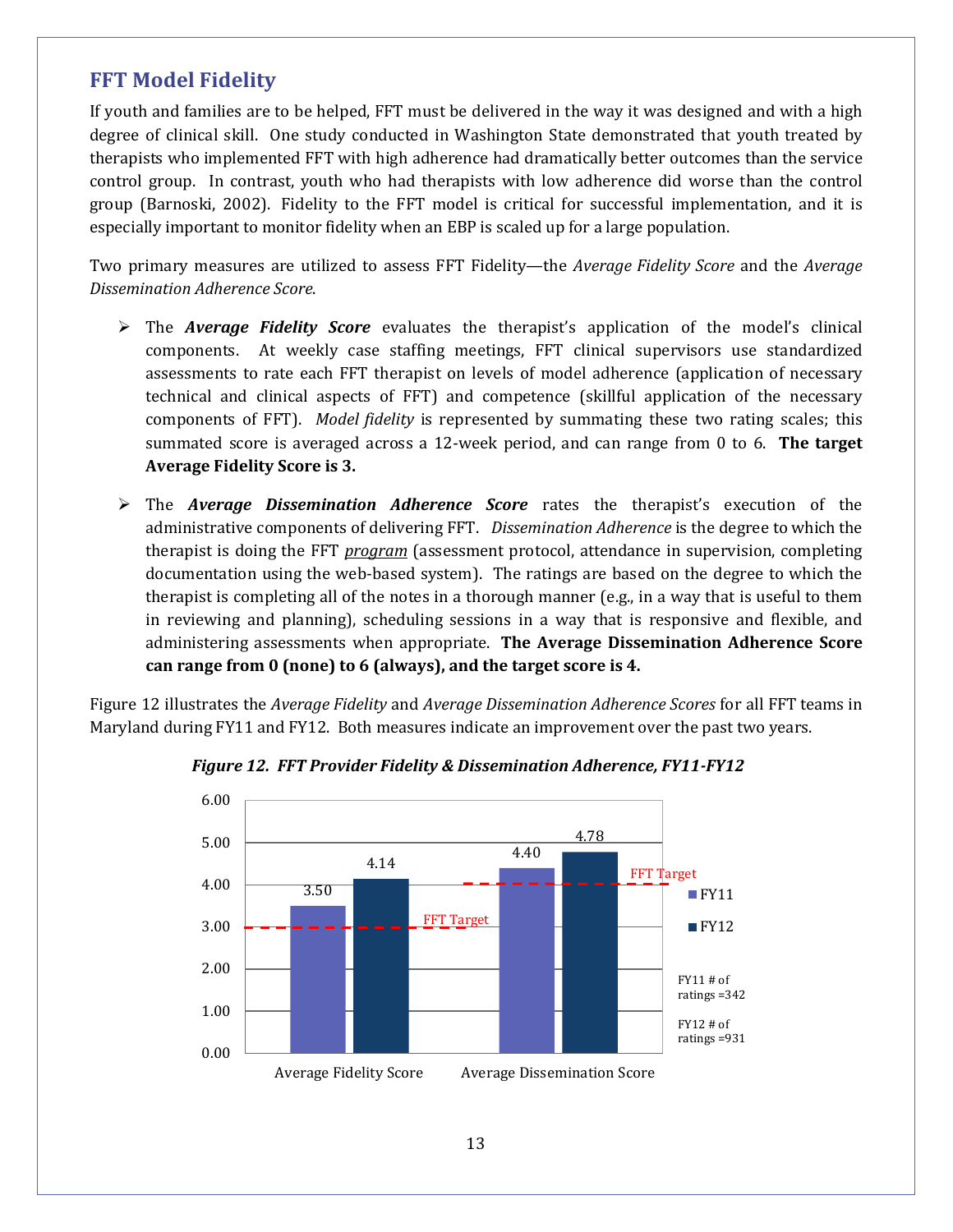## FFT Model Fidelity

If youth and families are to be helped, FFT must be delivered in the way it was designed and with a high degree of clinical skill. One study conducted in Washington State demonstrated that youth treated by therapists who implemented FFT with high adherence had dramatically better outcomes than the service control group. In contrast, youth who had therapists with low adherence did worse than the control group (Barnoski, 2002). Fidelity to the FFT model is critical for successful implementation, and it is especially important to monitor fidelity when an EBP is scaled up for a large population.

Two primary measures are utilized to assess FFT Fidelity—the *Average Fidelity Score* and the *Average Dissemination Adherence Score*.

- The ***Average Fidelity Score*** evaluates the therapist's application of the model's clinical components. At weekly case staffing meetings, FFT clinical supervisors use standardized assessments to rate each FFT therapist on levels of model adherence (application of necessary technical and clinical aspects of FFT) and competence (skillful application of the necessary components of FFT). *Model fidelity* is represented by summating these two rating scales; this summated score is averaged across a 12-week period, and can range from 0 to 6. **The target Average Fidelity Score is 3.**

- The ***Average Dissemination Adherence Score*** rates the therapist's execution of the administrative components of delivering FFT. *Dissemination Adherence* is the degree to which the therapist is doing the FFT *program* (assessment protocol, attendance in supervision, completing documentation using the web-based system). The ratings are based on the degree to which the therapist is completing all of the notes in a thorough manner (e.g., in a way that is useful to them in reviewing and planning), scheduling sessions in a way that is responsive and flexible, and administering assessments when appropriate. **The Average Dissemination Adherence Score can range from 0 (none) to 6 (always), and the target score is 4.**

Figure 12 illustrates the *Average Fidelity* and *Average Dissemination Adherence Scores* for all FFT teams in Maryland during FY11 and FY12. Both measures indicate an improvement over the past two years.

***Figure 12. FFT Provider Fidelity & Dissemination Adherence, FY11-FY12***

| | FY11 | FY12 | FFT Target |
|---|---|---|---|
| Average Fidelity Score | 3.50 | 4.14 | 3.00 |
| Average Dissemination Score | 4.40 | 4.78 | 4.00 |

FY11 # of ratings =342

FY12 # of ratings =931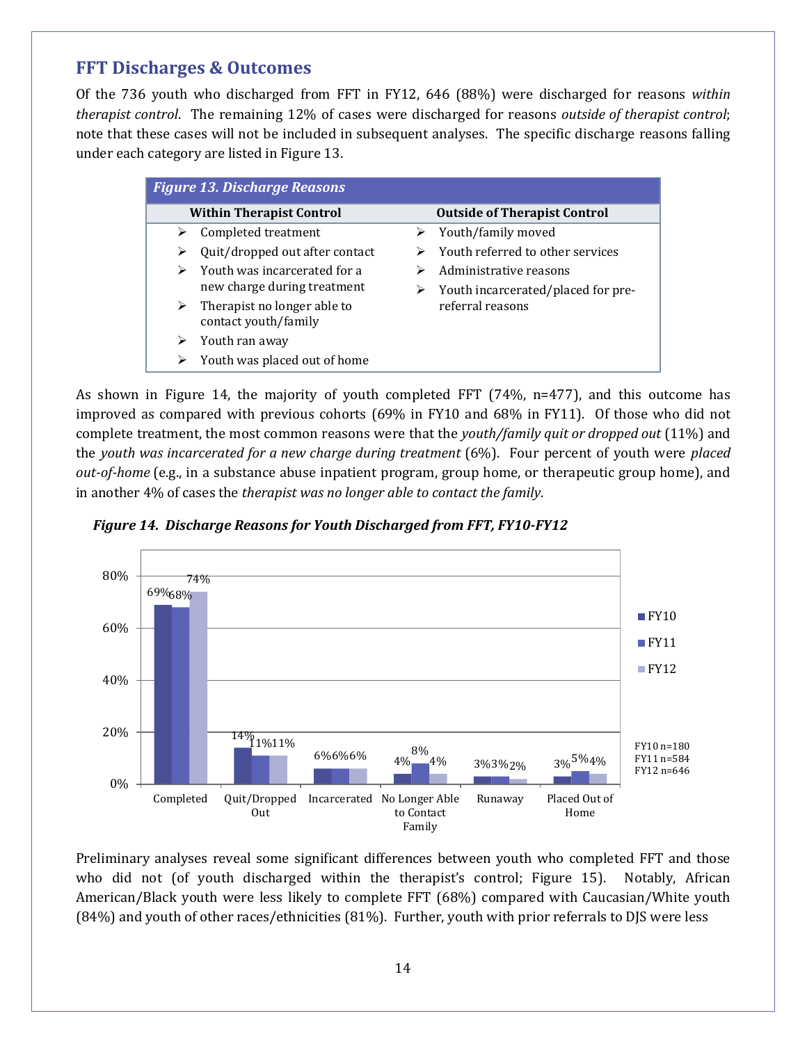## FFT Discharges & Outcomes

Of the 736 youth who discharged from FFT in FY12, 646 (88%) were discharged for reasons *within therapist control*. The remaining 12% of cases were discharged for reasons *outside of therapist control*; note that these cases will not be included in subsequent analyses. The specific discharge reasons falling under each category are listed in Figure 13.

***Figure 13. Discharge Reasons***

| Within Therapist Control | Outside of Therapist Control |
|---|---|
| ➢ Completed treatment | ➢ Youth/family moved |
| ➢ Quit/dropped out after contact | ➢ Youth referred to other services |
| ➢ Youth was incarcerated for a new charge during treatment | ➢ Administrative reasons |
| ➢ Therapist no longer able to contact youth/family | ➢ Youth incarcerated/placed for pre-referral reasons |
| ➢ Youth ran away | |
| ➢ Youth was placed out of home | |

As shown in Figure 14, the majority of youth completed FFT (74%, n=477), and this outcome has improved as compared with previous cohorts (69% in FY10 and 68% in FY11). Of those who did not complete treatment, the most common reasons were that the *youth/family quit or dropped out* (11%) and the *youth was incarcerated for a new charge during treatment* (6%). Four percent of youth were *placed out-of-home* (e.g., in a substance abuse inpatient program, group home, or therapeutic group home), and in another 4% of cases the *therapist was no longer able to contact the family*.

***Figure 14. Discharge Reasons for Youth Discharged from FFT, FY10-FY12***

| | FY10 | FY11 | FY12 |
|---|---|---|---|
| Completed | 69% | 68% | 74% |
| Quit/Dropped Out | 14% | 11% | 11% |
| Incarcerated | 6% | 6% | 6% |
| No Longer Able to Contact Family | 4% | 8% | 4% |
| Runaway | 3% | 3% | 2% |
| Placed Out of Home | 3% | 5% | 4% |

FY10 n=180
FY11 n=584
FY12 n=646

Preliminary analyses reveal some significant differences between youth who completed FFT and those who did not (of youth discharged within the therapist's control; Figure 15). Notably, African American/Black youth were less likely to complete FFT (68%) compared with Caucasian/White youth (84%) and youth of other races/ethnicities (81%). Further, youth with prior referrals to DJS were less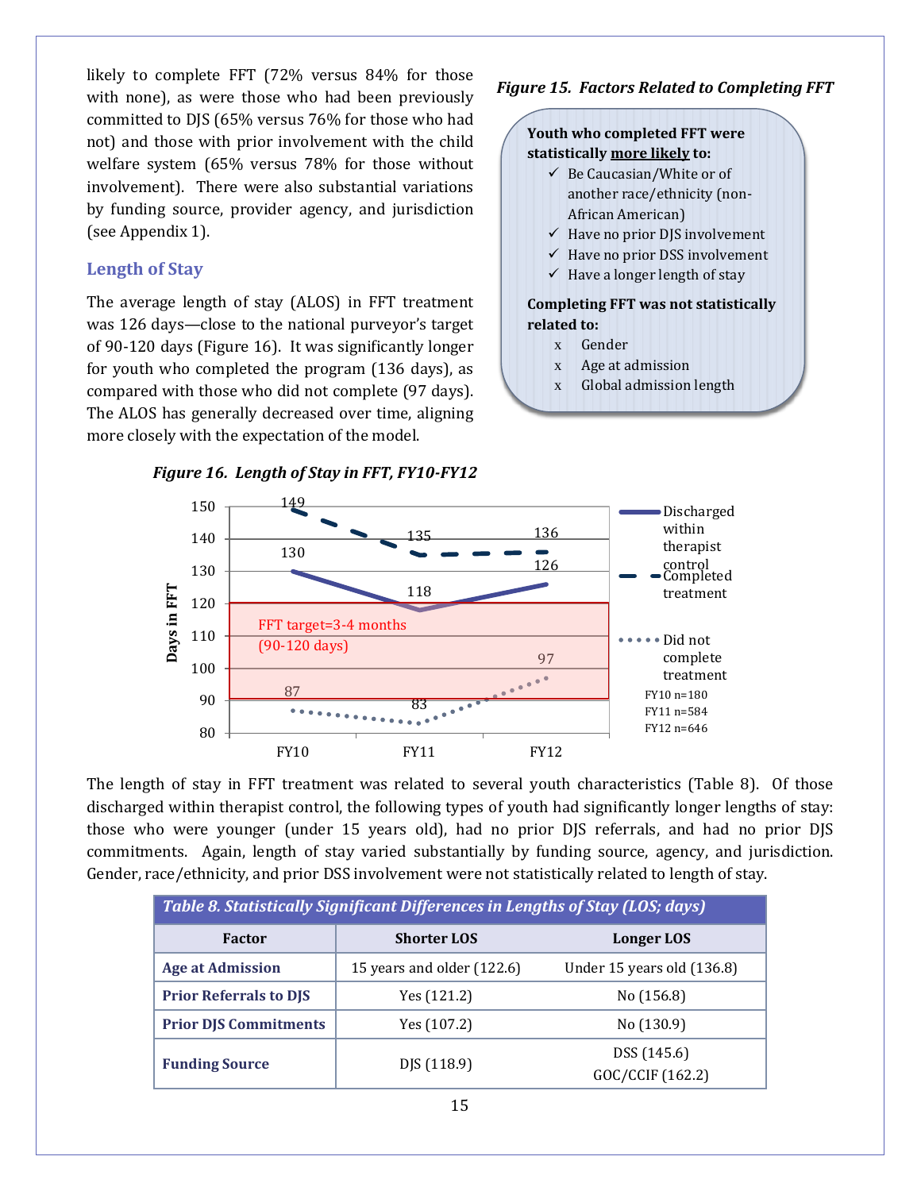likely to complete FFT (72% versus 84% for those with none), as were those who had been previously committed to DJS (65% versus 76% for those who had not) and those with prior involvement with the child welfare system (65% versus 78% for those without involvement). There were also substantial variations by funding source, provider agency, and jurisdiction (see Appendix 1).

*Figure 15. Factors Related to Completing FFT*

**Youth who completed FFT were statistically more likely to:**

- ✓ Be Caucasian/White or of another race/ethnicity (non-African American)
- ✓ Have no prior DJS involvement
- ✓ Have no prior DSS involvement
- ✓ Have a longer length of stay

**Completing FFT was not statistically related to:**

- x Gender
- x Age at admission
- x Global admission length

## Length of Stay

The average length of stay (ALOS) in FFT treatment was 126 days—close to the national purveyor's target of 90-120 days (Figure 16). It was significantly longer for youth who completed the program (136 days), as compared with those who did not complete (97 days). The ALOS has generally decreased over time, aligning more closely with the expectation of the model.

*Figure 16. Length of Stay in FFT, FY10-FY12*

| Days in FFT | FY10 | FY11 | FY12 |
|---|---|---|---|
| Discharged within therapist control | 130 | 118 | 126 |
| Completed treatment | 149 | 135 | 136 |
| Did not complete treatment | 87 | 83 | 97 |

FFT target=3-4 months (90-120 days)

FY10 n=180
FY11 n=584
FY12 n=646

The length of stay in FFT treatment was related to several youth characteristics (Table 8). Of those discharged within therapist control, the following types of youth had significantly longer lengths of stay: those who were younger (under 15 years old), had no prior DJS referrals, and had no prior DJS commitments. Again, length of stay varied substantially by funding source, agency, and jurisdiction. Gender, race/ethnicity, and prior DSS involvement were not statistically related to length of stay.

*Table 8. Statistically Significant Differences in Lengths of Stay (LOS; days)*

| Factor | Shorter LOS | Longer LOS |
|---|---|---|
| **Age at Admission** | 15 years and older (122.6) | Under 15 years old (136.8) |
| **Prior Referrals to DJS** | Yes (121.2) | No (156.8) |
| **Prior DJS Commitments** | Yes (107.2) | No (130.9) |
| **Funding Source** | DJS (118.9) | DSS (145.6)<br>GOC/CCIF (162.2) |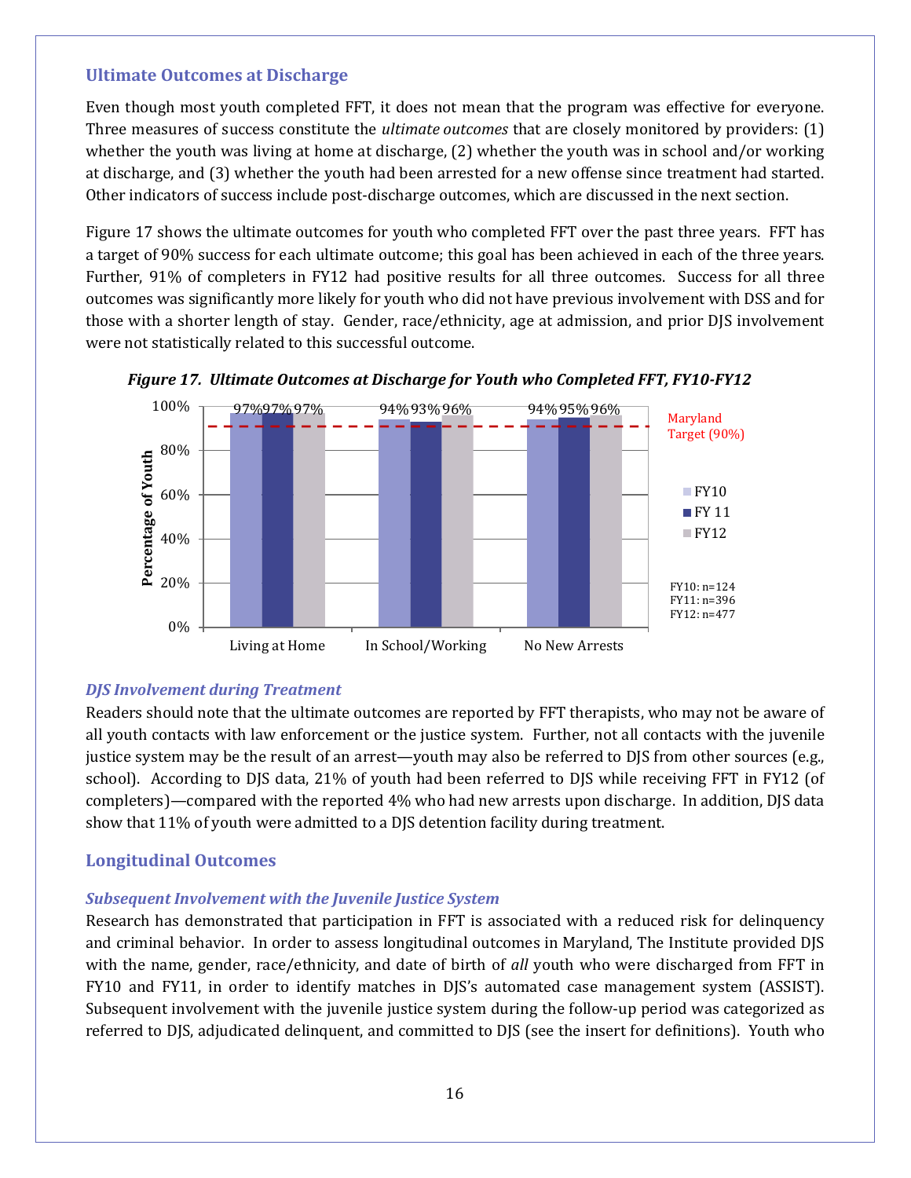## Ultimate Outcomes at Discharge

Even though most youth completed FFT, it does not mean that the program was effective for everyone. Three measures of success constitute the *ultimate outcomes* that are closely monitored by providers: (1) whether the youth was living at home at discharge, (2) whether the youth was in school and/or working at discharge, and (3) whether the youth had been arrested for a new offense since treatment had started. Other indicators of success include post-discharge outcomes, which are discussed in the next section.

Figure 17 shows the ultimate outcomes for youth who completed FFT over the past three years. FFT has a target of 90% success for each ultimate outcome; this goal has been achieved in each of the three years. Further, 91% of completers in FY12 had positive results for all three outcomes. Success for all three outcomes was significantly more likely for youth who did not have previous involvement with DSS and for those with a shorter length of stay. Gender, race/ethnicity, age at admission, and prior DJS involvement were not statistically related to this successful outcome.

***Figure 17. Ultimate Outcomes at Discharge for Youth who Completed FFT, FY10-FY12***

| | FY10 | FY 11 | FY12 |
|---|---|---|---|
| Living at Home | 97% | 97% | 97% |
| In School/Working | 94% | 93% | 96% |
| No New Arrests | 94% | 95% | 96% |

Maryland Target (90%)

FY10: n=124
FY11: n=396
FY12: n=477

### *DJS Involvement during Treatment*

Readers should note that the ultimate outcomes are reported by FFT therapists, who may not be aware of all youth contacts with law enforcement or the justice system. Further, not all contacts with the juvenile justice system may be the result of an arrest—youth may also be referred to DJS from other sources (e.g., school). According to DJS data, 21% of youth had been referred to DJS while receiving FFT in FY12 (of completers)—compared with the reported 4% who had new arrests upon discharge. In addition, DJS data show that 11% of youth were admitted to a DJS detention facility during treatment.

## Longitudinal Outcomes

### *Subsequent Involvement with the Juvenile Justice System*

Research has demonstrated that participation in FFT is associated with a reduced risk for delinquency and criminal behavior. In order to assess longitudinal outcomes in Maryland, The Institute provided DJS with the name, gender, race/ethnicity, and date of birth of *all* youth who were discharged from FFT in FY10 and FY11, in order to identify matches in DJS's automated case management system (ASSIST). Subsequent involvement with the juvenile justice system during the follow-up period was categorized as referred to DJS, adjudicated delinquent, and committed to DJS (see the insert for definitions). Youth who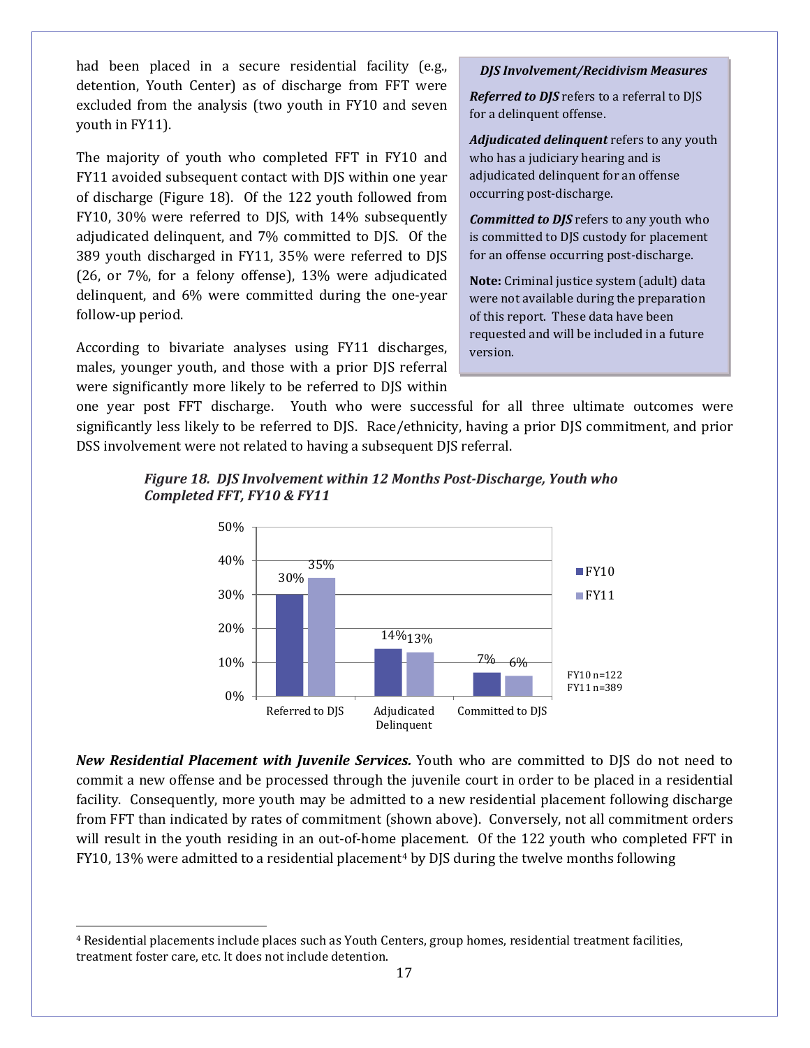had been placed in a secure residential facility (e.g., detention, Youth Center) as of discharge from FFT were excluded from the analysis (two youth in FY10 and seven youth in FY11).

The majority of youth who completed FFT in FY10 and FY11 avoided subsequent contact with DJS within one year of discharge (Figure 18). Of the 122 youth followed from FY10, 30% were referred to DJS, with 14% subsequently adjudicated delinquent, and 7% committed to DJS. Of the 389 youth discharged in FY11, 35% were referred to DJS (26, or 7%, for a felony offense), 13% were adjudicated delinquent, and 6% were committed during the one-year follow-up period.

According to bivariate analyses using FY11 discharges, males, younger youth, and those with a prior DJS referral were significantly more likely to be referred to DJS within one year post FFT discharge. Youth who were successful for all three ultimate outcomes were significantly less likely to be referred to DJS. Race/ethnicity, having a prior DJS commitment, and prior DSS involvement were not related to having a subsequent DJS referral.

> ***DJS Involvement/Recidivism Measures***
>
> ***Referred to DJS*** refers to a referral to DJS for a delinquent offense.
>
> ***Adjudicated delinquent*** refers to any youth who has a judiciary hearing and is adjudicated delinquent for an offense occurring post-discharge.
>
> ***Committed to DJS*** refers to any youth who is committed to DJS custody for placement for an offense occurring post-discharge.
>
> **Note:** Criminal justice system (adult) data were not available during the preparation of this report. These data have been requested and will be included in a future version.

***Figure 18. DJS Involvement within 12 Months Post-Discharge, Youth who Completed FFT, FY10 & FY11***

| | FY10 | FY11 |
|---|---|---|
| Referred to DJS | 30% | 35% |
| Adjudicated Delinquent | 14% | 13% |
| Committed to DJS | 7% | 6% |

FY10 n=122
FY11 n=389

***New Residential Placement with Juvenile Services.*** Youth who are committed to DJS do not need to commit a new offense and be processed through the juvenile court in order to be placed in a residential facility. Consequently, more youth may be admitted to a new residential placement following discharge from FFT than indicated by rates of commitment (shown above). Conversely, not all commitment orders will result in the youth residing in an out-of-home placement. Of the 122 youth who completed FFT in FY10, 13% were admitted to a residential placement[4] by DJS during the twelve months following

[4] Residential placements include places such as Youth Centers, group homes, residential treatment facilities, treatment foster care, etc. It does not include detention.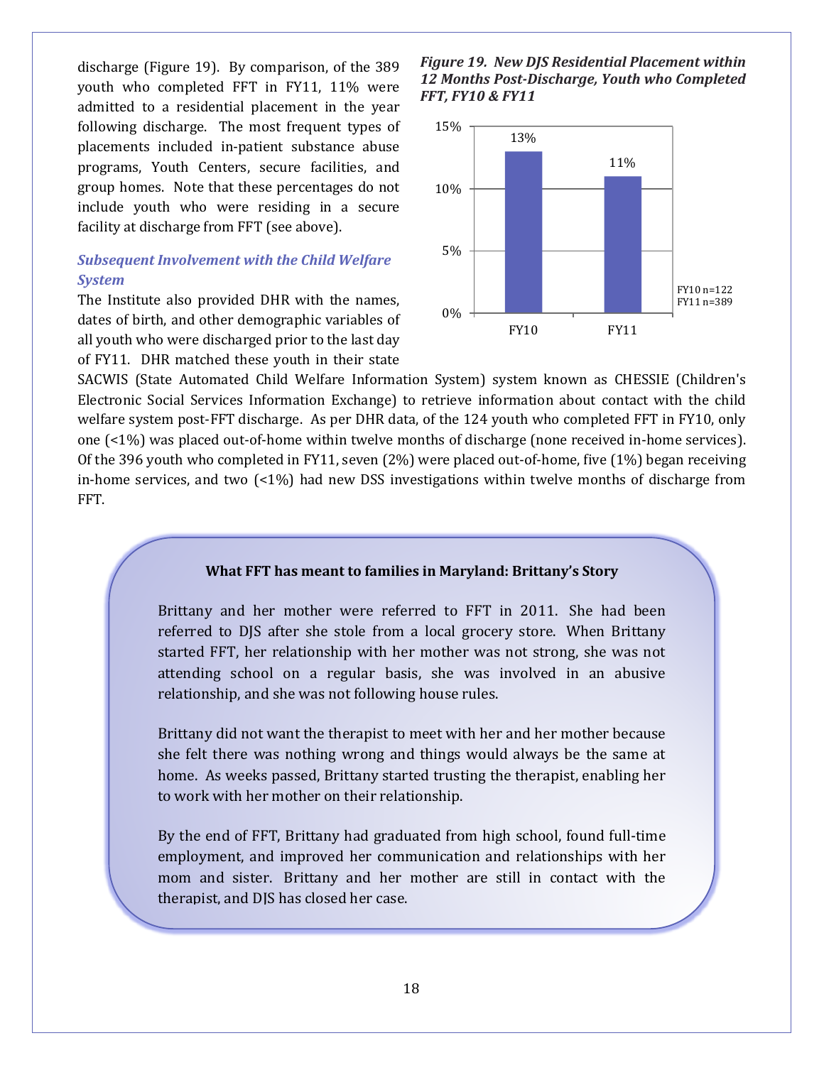discharge (Figure 19). By comparison, of the 389 youth who completed FFT in FY11, 11% were admitted to a residential placement in the year following discharge. The most frequent types of placements included in-patient substance abuse programs, Youth Centers, secure facilities, and group homes. Note that these percentages do not include youth who were residing in a secure facility at discharge from FFT (see above).

***Figure 19. New DJS Residential Placement within 12 Months Post-Discharge, Youth who Completed FFT, FY10 & FY11***

| | FY10 | FY11 |
|---|---|---|
| New DJS Residential Placement | 13% | 11% |

FY10 n=122
FY11 n=389

### *Subsequent Involvement with the Child Welfare System*

The Institute also provided DHR with the names, dates of birth, and other demographic variables of all youth who were discharged prior to the last day of FY11. DHR matched these youth in their state SACWIS (State Automated Child Welfare Information System) system known as CHESSIE (Children's Electronic Social Services Information Exchange) to retrieve information about contact with the child welfare system post-FFT discharge. As per DHR data, of the 124 youth who completed FFT in FY10, only one (<1%) was placed out-of-home within twelve months of discharge (none received in-home services). Of the 396 youth who completed in FY11, seven (2%) were placed out-of-home, five (1%) began receiving in-home services, and two (<1%) had new DSS investigations within twelve months of discharge from FFT.

**What FFT has meant to families in Maryland: Brittany's Story**

Brittany and her mother were referred to FFT in 2011. She had been referred to DJS after she stole from a local grocery store. When Brittany started FFT, her relationship with her mother was not strong, she was not attending school on a regular basis, she was involved in an abusive relationship, and she was not following house rules.

Brittany did not want the therapist to meet with her and her mother because she felt there was nothing wrong and things would always be the same at home. As weeks passed, Brittany started trusting the therapist, enabling her to work with her mother on their relationship.

By the end of FFT, Brittany had graduated from high school, found full-time employment, and improved her communication and relationships with her mom and sister. Brittany and her mother are still in contact with the therapist, and DJS has closed her case.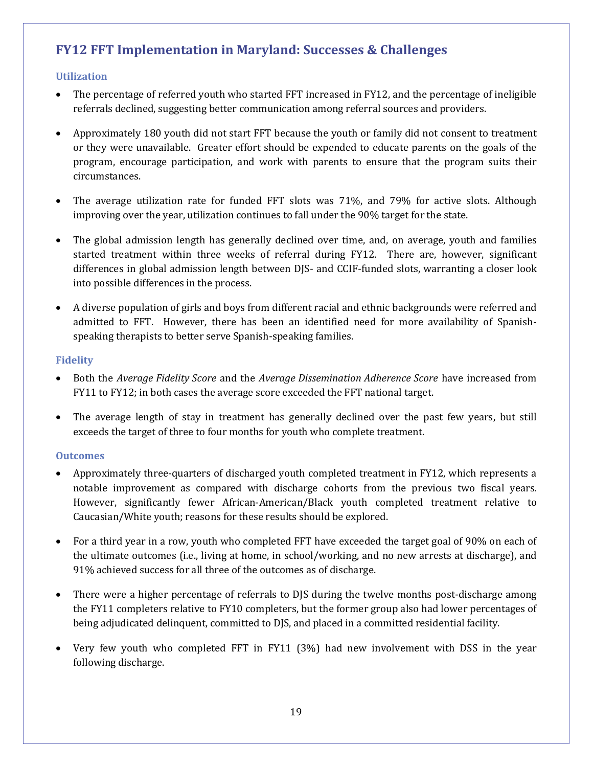## FY12 FFT Implementation in Maryland: Successes & Challenges

### Utilization

- The percentage of referred youth who started FFT increased in FY12, and the percentage of ineligible referrals declined, suggesting better communication among referral sources and providers.
- Approximately 180 youth did not start FFT because the youth or family did not consent to treatment or they were unavailable. Greater effort should be expended to educate parents on the goals of the program, encourage participation, and work with parents to ensure that the program suits their circumstances.
- The average utilization rate for funded FFT slots was 71%, and 79% for active slots. Although improving over the year, utilization continues to fall under the 90% target for the state.
- The global admission length has generally declined over time, and, on average, youth and families started treatment within three weeks of referral during FY12. There are, however, significant differences in global admission length between DJS- and CCIF-funded slots, warranting a closer look into possible differences in the process.
- A diverse population of girls and boys from different racial and ethnic backgrounds were referred and admitted to FFT. However, there has been an identified need for more availability of Spanish-speaking therapists to better serve Spanish-speaking families.

### Fidelity

- Both the *Average Fidelity Score* and the *Average Dissemination Adherence Score* have increased from FY11 to FY12; in both cases the average score exceeded the FFT national target.
- The average length of stay in treatment has generally declined over the past few years, but still exceeds the target of three to four months for youth who complete treatment.

### Outcomes

- Approximately three-quarters of discharged youth completed treatment in FY12, which represents a notable improvement as compared with discharge cohorts from the previous two fiscal years. However, significantly fewer African-American/Black youth completed treatment relative to Caucasian/White youth; reasons for these results should be explored.
- For a third year in a row, youth who completed FFT have exceeded the target goal of 90% on each of the ultimate outcomes (i.e., living at home, in school/working, and no new arrests at discharge), and 91% achieved success for all three of the outcomes as of discharge.
- There were a higher percentage of referrals to DJS during the twelve months post-discharge among the FY11 completers relative to FY10 completers, but the former group also had lower percentages of being adjudicated delinquent, committed to DJS, and placed in a committed residential facility.
- Very few youth who completed FFT in FY11 (3%) had new involvement with DSS in the year following discharge.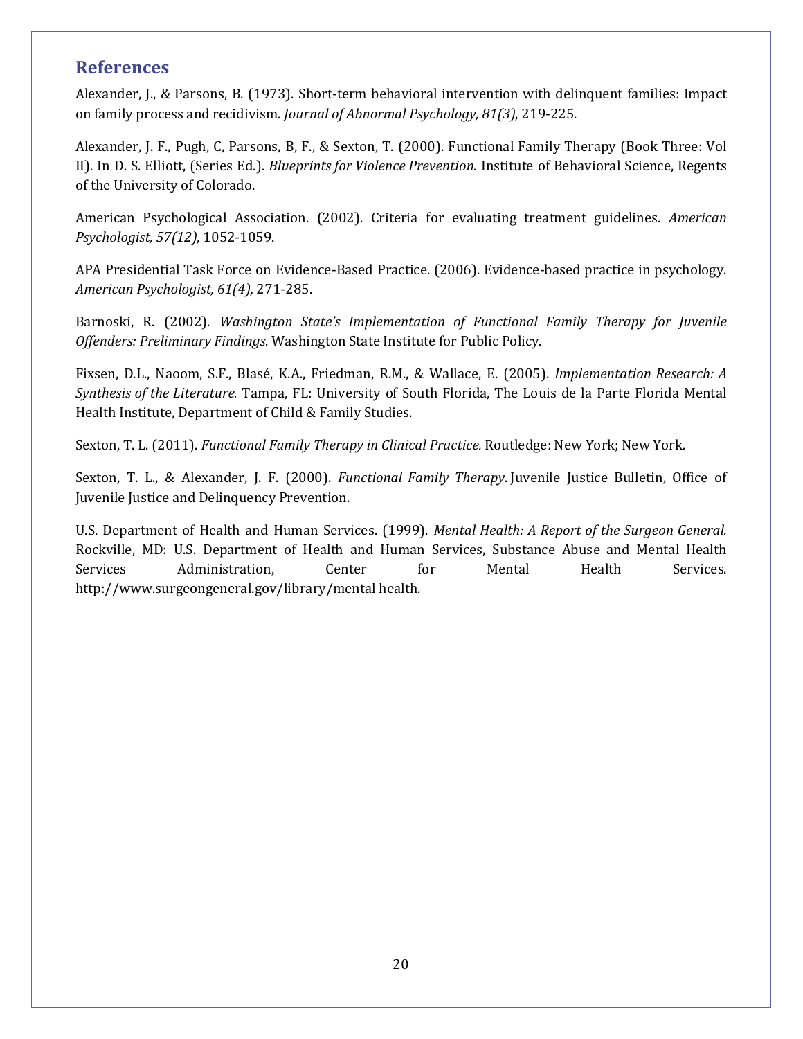## References

Alexander, J., & Parsons, B. (1973). Short-term behavioral intervention with delinquent families: Impact on family process and recidivism. *Journal of Abnormal Psychology, 81(3)*, 219-225.

Alexander, J. F., Pugh, C, Parsons, B, F., & Sexton, T. (2000). Functional Family Therapy (Book Three: Vol II). In D. S. Elliott, (Series Ed.). *Blueprints for Violence Prevention.* Institute of Behavioral Science, Regents of the University of Colorado.

American Psychological Association. (2002). Criteria for evaluating treatment guidelines. *American Psychologist, 57(12)*, 1052-1059.

APA Presidential Task Force on Evidence-Based Practice. (2006). Evidence-based practice in psychology. *American Psychologist, 61(4),* 271-285.

Barnoski, R. (2002). *Washington State's Implementation of Functional Family Therapy for Juvenile Offenders: Preliminary Findings.* Washington State Institute for Public Policy.

Fixsen, D.L., Naoom, S.F., Blasé, K.A., Friedman, R.M., & Wallace, E. (2005). *Implementation Research: A Synthesis of the Literature.* Tampa, FL: University of South Florida, The Louis de la Parte Florida Mental Health Institute, Department of Child & Family Studies.

Sexton, T. L. (2011). *Functional Family Therapy in Clinical Practice.* Routledge: New York; New York.

Sexton, T. L., & Alexander, J. F. (2000). *Functional Family Therapy.* Juvenile Justice Bulletin, Office of Juvenile Justice and Delinquency Prevention.

U.S. Department of Health and Human Services. (1999). *Mental Health: A Report of the Surgeon General.* Rockville, MD: U.S. Department of Health and Human Services, Substance Abuse and Mental Health Services Administration, Center for Mental Health Services. http://www.surgeongeneral.gov/library/mental health.